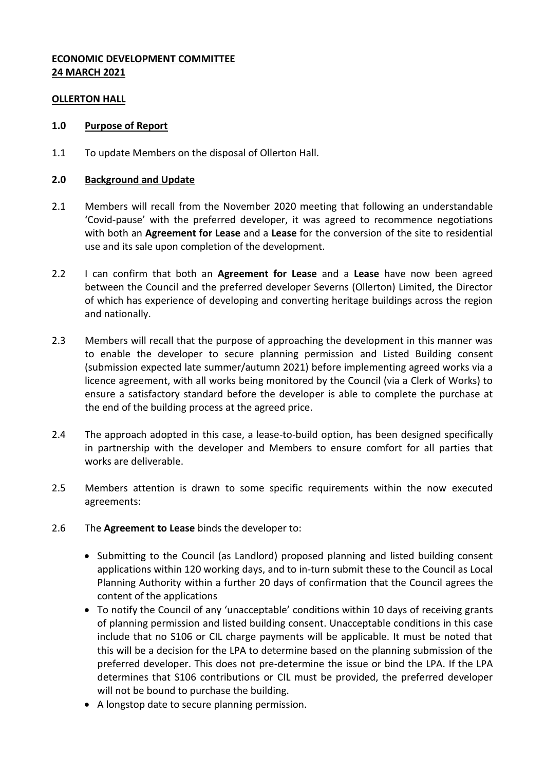**ECONOMIC DEVELOPMENT COMMITTEE**
**24 MARCH 2021**

**OLLERTON HALL**

## 1.0 Purpose of Report

1.1 To update Members on the disposal of Ollerton Hall.

## 2.0 Background and Update

2.1 Members will recall from the November 2020 meeting that following an understandable 'Covid-pause' with the preferred developer, it was agreed to recommence negotiations with both an **Agreement for Lease** and a **Lease** for the conversion of the site to residential use and its sale upon completion of the development.

2.2 I can confirm that both an **Agreement for Lease** and a **Lease** have now been agreed between the Council and the preferred developer Severns (Ollerton) Limited, the Director of which has experience of developing and converting heritage buildings across the region and nationally.

2.3 Members will recall that the purpose of approaching the development in this manner was to enable the developer to secure planning permission and Listed Building consent (submission expected late summer/autumn 2021) before implementing agreed works via a licence agreement, with all works being monitored by the Council (via a Clerk of Works) to ensure a satisfactory standard before the developer is able to complete the purchase at the end of the building process at the agreed price.

2.4 The approach adopted in this case, a lease-to-build option, has been designed specifically in partnership with the developer and Members to ensure comfort for all parties that works are deliverable.

2.5 Members attention is drawn to some specific requirements within the now executed agreements:

2.6 The **Agreement to Lease** binds the developer to:

- Submitting to the Council (as Landlord) proposed planning and listed building consent applications within 120 working days, and to in-turn submit these to the Council as Local Planning Authority within a further 20 days of confirmation that the Council agrees the content of the applications
- To notify the Council of any 'unacceptable' conditions within 10 days of receiving grants of planning permission and listed building consent. Unacceptable conditions in this case include that no S106 or CIL charge payments will be applicable. It must be noted that this will be a decision for the LPA to determine based on the planning submission of the preferred developer. This does not pre-determine the issue or bind the LPA. If the LPA determines that S106 contributions or CIL must be provided, the preferred developer will not be bound to purchase the building.
- A longstop date to secure planning permission.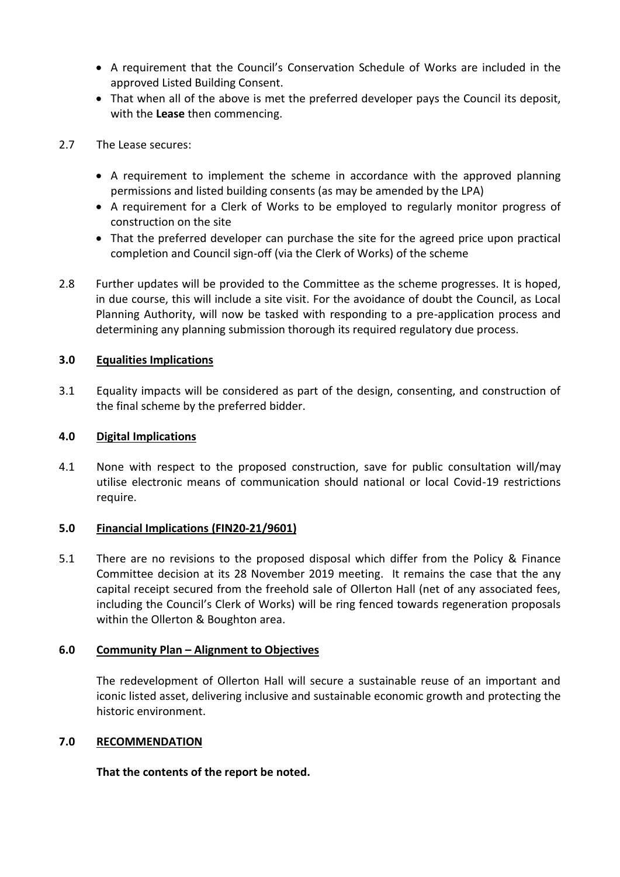- A requirement that the Council's Conservation Schedule of Works are included in the approved Listed Building Consent.
- That when all of the above is met the preferred developer pays the Council its deposit, with the **Lease** then commencing.

2.7 The Lease secures:

- A requirement to implement the scheme in accordance with the approved planning permissions and listed building consents (as may be amended by the LPA)
- A requirement for a Clerk of Works to be employed to regularly monitor progress of construction on the site
- That the preferred developer can purchase the site for the agreed price upon practical completion and Council sign-off (via the Clerk of Works) of the scheme

2.8 Further updates will be provided to the Committee as the scheme progresses. It is hoped, in due course, this will include a site visit. For the avoidance of doubt the Council, as Local Planning Authority, will now be tasked with responding to a pre-application process and determining any planning submission thorough its required regulatory due process.

## 3.0 Equalities Implications

3.1 Equality impacts will be considered as part of the design, consenting, and construction of the final scheme by the preferred bidder.

## 4.0 Digital Implications

4.1 None with respect to the proposed construction, save for public consultation will/may utilise electronic means of communication should national or local Covid-19 restrictions require.

## 5.0 Financial Implications (FIN20-21/9601)

5.1 There are no revisions to the proposed disposal which differ from the Policy & Finance Committee decision at its 28 November 2019 meeting. It remains the case that the any capital receipt secured from the freehold sale of Ollerton Hall (net of any associated fees, including the Council's Clerk of Works) will be ring fenced towards regeneration proposals within the Ollerton & Boughton area.

## 6.0 Community Plan – Alignment to Objectives

The redevelopment of Ollerton Hall will secure a sustainable reuse of an important and iconic listed asset, delivering inclusive and sustainable economic growth and protecting the historic environment.

## 7.0 RECOMMENDATION

**That the contents of the report be noted.**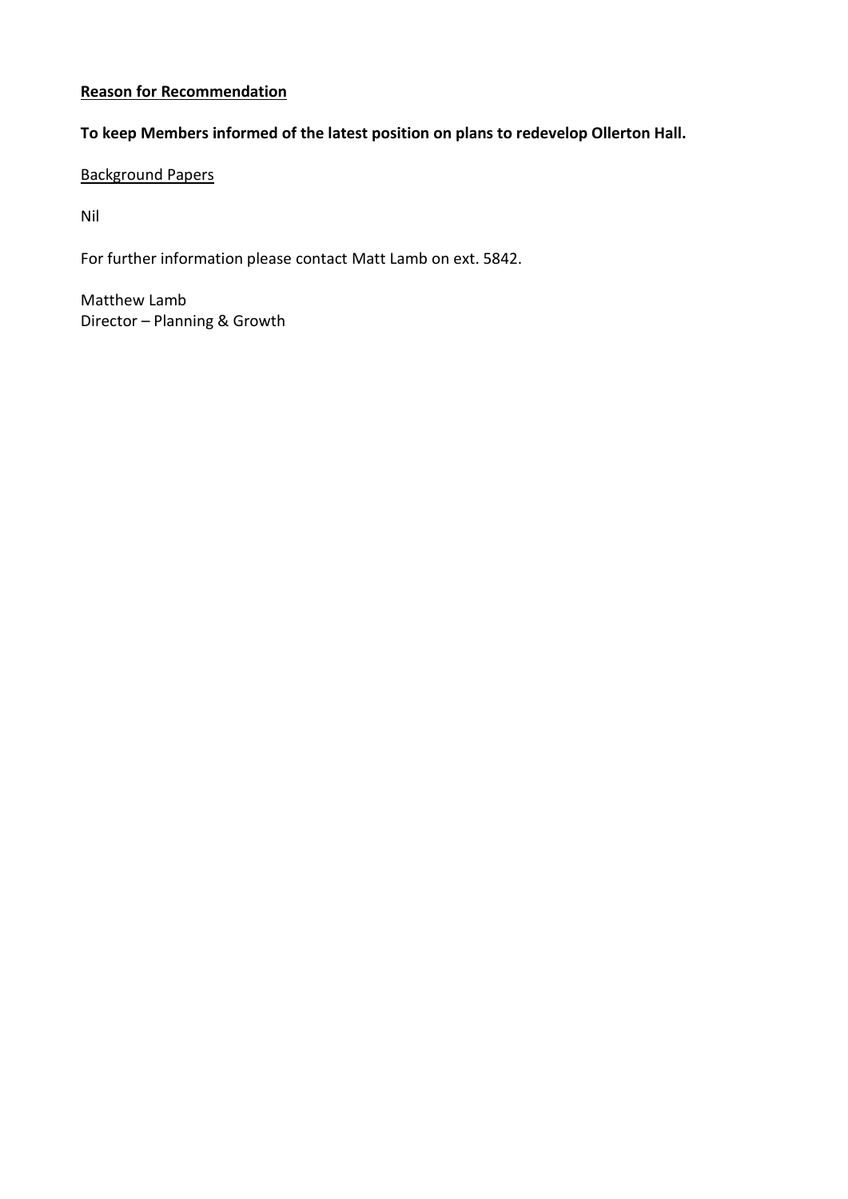**Reason for Recommendation**

**To keep Members informed of the latest position on plans to redevelop Ollerton Hall.**

Background Papers

Nil

For further information please contact Matt Lamb on ext. 5842.

Matthew Lamb
Director – Planning & Growth